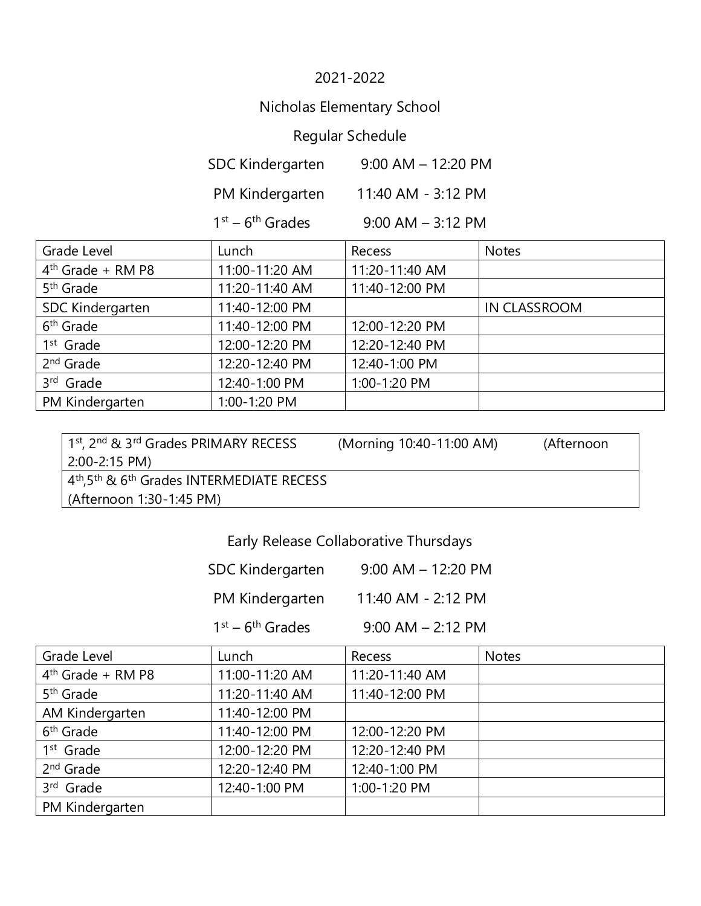# 2021-2022

## Nicholas Elementary School

## Regular Schedule

SDC Kindergarten 9:00 AM – 12:20 PM

PM Kindergarten 11:40 AM - 3:12 PM

1st – 6th Grades 9:00 AM – 3:12 PM

| Grade Level | Lunch | Recess | Notes |
|---|---|---|---|
| 4th Grade + RM P8 | 11:00-11:20 AM | 11:20-11:40 AM | |
| 5th Grade | 11:20-11:40 AM | 11:40-12:00 PM | |
| SDC Kindergarten | 11:40-12:00 PM | | IN CLASSROOM |
| 6th Grade | 11:40-12:00 PM | 12:00-12:20 PM | |
| 1st Grade | 12:00-12:20 PM | 12:20-12:40 PM | |
| 2nd Grade | 12:20-12:40 PM | 12:40-1:00 PM | |
| 3rd Grade | 12:40-1:00 PM | 1:00-1:20 PM | |
| PM Kindergarten | 1:00-1:20 PM | | |

| |
|---|
| 1st, 2nd & 3rd Grades PRIMARY RECESS (Morning 10:40-11:00 AM) (Afternoon 2:00-2:15 PM) |
| 4th,5th & 6th Grades INTERMEDIATE RECESS (Afternoon 1:30-1:45 PM) |

## Early Release Collaborative Thursdays

SDC Kindergarten 9:00 AM – 12:20 PM

PM Kindergarten 11:40 AM - 2:12 PM

1st – 6th Grades 9:00 AM – 2:12 PM

| Grade Level | Lunch | Recess | Notes |
|---|---|---|---|
| 4th Grade + RM P8 | 11:00-11:20 AM | 11:20-11:40 AM | |
| 5th Grade | 11:20-11:40 AM | 11:40-12:00 PM | |
| AM Kindergarten | 11:40-12:00 PM | | |
| 6th Grade | 11:40-12:00 PM | 12:00-12:20 PM | |
| 1st Grade | 12:00-12:20 PM | 12:20-12:40 PM | |
| 2nd Grade | 12:20-12:40 PM | 12:40-1:00 PM | |
| 3rd Grade | 12:40-1:00 PM | 1:00-1:20 PM | |
| PM Kindergarten | | | |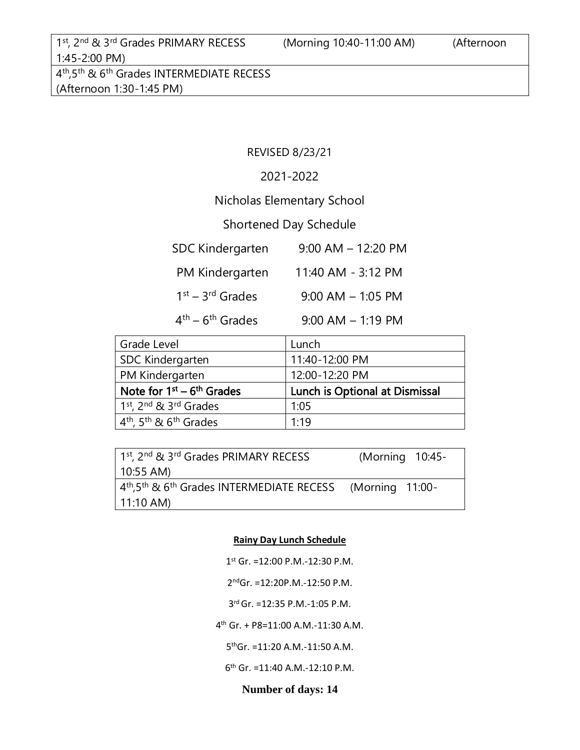| 1st, 2nd & 3rd Grades PRIMARY RECESS (Morning 10:40-11:00 AM) (Afternoon 1:45-2:00 PM) |
|---|
| 4th,5th & 6th Grades INTERMEDIATE RECESS (Afternoon 1:30-1:45 PM) |

REVISED 8/23/21

2021-2022

Nicholas Elementary School

Shortened Day Schedule

SDC Kindergarten 9:00 AM – 12:20 PM

PM Kindergarten 11:40 AM - 3:12 PM

1st – 3rd Grades 9:00 AM – 1:05 PM

4th – 6th Grades 9:00 AM – 1:19 PM

| Grade Level | Lunch |
|---|---|
| SDC Kindergarten | 11:40-12:00 PM |
| PM Kindergarten | 12:00-12:20 PM |
| **Note for 1st – 6th Grades** | **Lunch is Optional at Dismissal** |
| 1st, 2nd & 3rd Grades | 1:05 |
| 4th, 5th & 6th Grades | 1:19 |

| 1st, 2nd & 3rd Grades PRIMARY RECESS (Morning 10:45-10:55 AM) |
|---|
| 4th,5th & 6th Grades INTERMEDIATE RECESS (Morning 11:00-11:10 AM) |

**Rainy Day Lunch Schedule**

1st Gr. =12:00 P.M.-12:30 P.M.

2ndGr. =12:20P.M.-12:50 P.M.

3rd Gr. =12:35 P.M.-1:05 P.M.

4th Gr. + P8=11:00 A.M.-11:30 A.M.

5thGr. =11:20 A.M.-11:50 A.M.

6th Gr. =11:40 A.M.-12:10 P.M.

**Number of days: 14**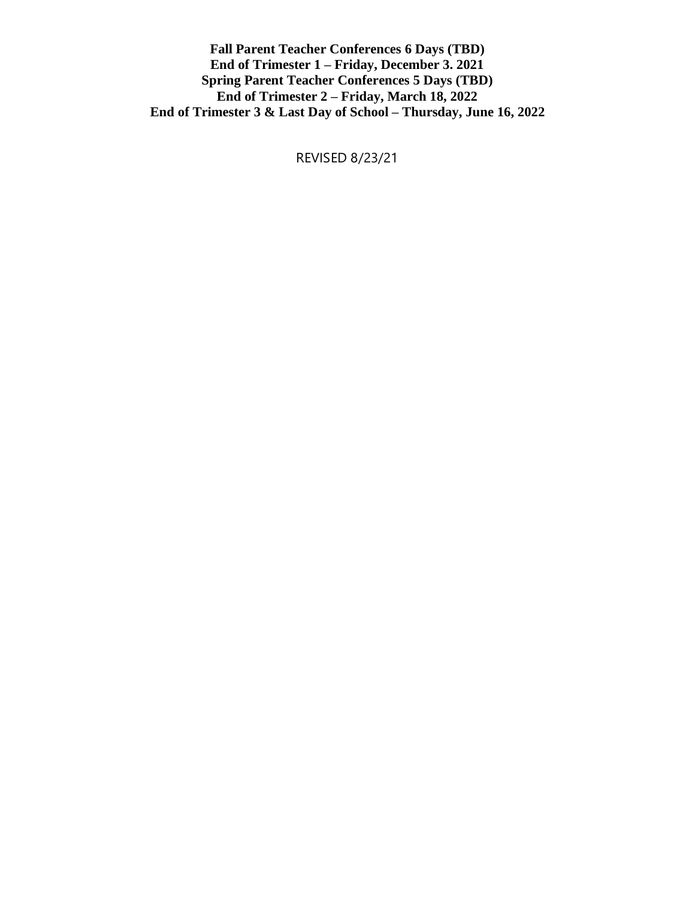**Fall Parent Teacher Conferences 6 Days (TBD)**
**End of Trimester 1 – Friday, December 3. 2021**
**Spring Parent Teacher Conferences 5 Days (TBD)**
**End of Trimester 2 – Friday, March 18, 2022**
**End of Trimester 3 & Last Day of School – Thursday, June 16, 2022**

REVISED 8/23/21